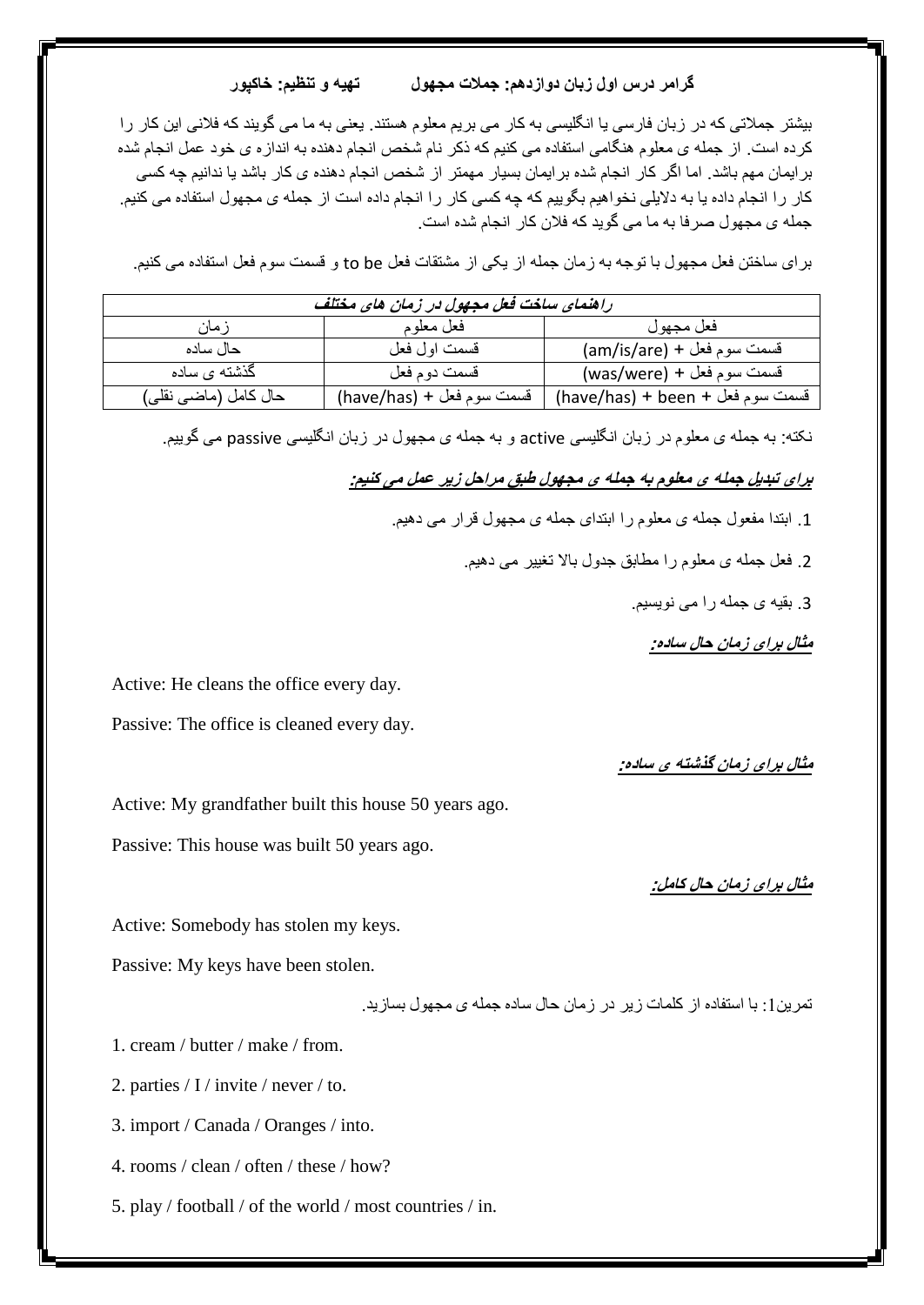**گرامر درس اول زبان دوازدهم: جملات مجهول          تهیه و تنظیم: خاکپور**

بیشتر جملاتی که در زبان فارسی یا انگلیسی به کار می بریم معلوم هستند. یعنی به ما می گویند که فلانی این کار را کرده است. از جمله ی معلوم هنگامی استفاده می کنیم که ذکر نام شخص انجام دهنده به اندازه ی خود عمل انجام شده برایمان مهم باشد. اما اگر کار انجام شده برایمان بسیار مهمتر از شخص انجام دهنده ی کار باشد یا ندانیم چه کسی کار را انجام داده یا به دلایلی نخواهیم بگوییم که چه کسی کار را انجام داده است از جمله ی مجهول استفاده می کنیم. جمله ی مجهول صرفا به ما می گوید که فلان کار انجام شده است.

برای ساختن فعل مجهول با توجه به زمان جمله از یکی از مشتقات فعل to be و قسمت سوم فعل استفاده می کنیم.

| ***راهنمای ساخت فعل مجهول در زمان های مختلف*** | | |
|---|---|---|
| زمان | فعل معلوم | فعل مجهول |
| حال ساده | قسمت اول فعل | قسمت سوم فعل + (am/is/are) |
| گذشته ی ساده | قسمت دوم فعل | قسمت سوم فعل + (was/were) |
| حال کامل (ماضی نقلی) | قسمت سوم فعل + (have/has) | قسمت سوم فعل + (have/has) + been |

نکته: به جمله ی معلوم در زبان انگلیسی active و به جمله ی مجهول در زبان انگلیسی passive می گوییم.

***برای تبدیل جمله ی معلوم به جمله ی مجهول طبق مراحل زیر عمل می کنیم:***

1. ابتدا مفعول جمله ی معلوم را ابتدای جمله ی مجهول قرار می دهیم.
2. فعل جمله ی معلوم را مطابق جدول بالا تغییر می دهیم.
3. بقیه ی جمله را می نویسیم.

***مثال برای زمان حال ساده:***

Active: He cleans the office every day.

Passive: The office is cleaned every day.

***مثال برای زمان گذشته ی ساده:***

Active: My grandfather built this house 50 years ago.

Passive: This house was built 50 years ago.

***مثال برای زمان حال کامل:***

Active: Somebody has stolen my keys.

Passive: My keys have been stolen.

تمرین1: با استفاده از کلمات زیر در زمان حال ساده جمله ی مجهول بسازید.

1. cream / butter / make / from.

2. parties / I / invite / never / to.

3. import / Canada / Oranges / into.

4. rooms / clean / often / these / how?

5. play / football / of the world / most countries / in.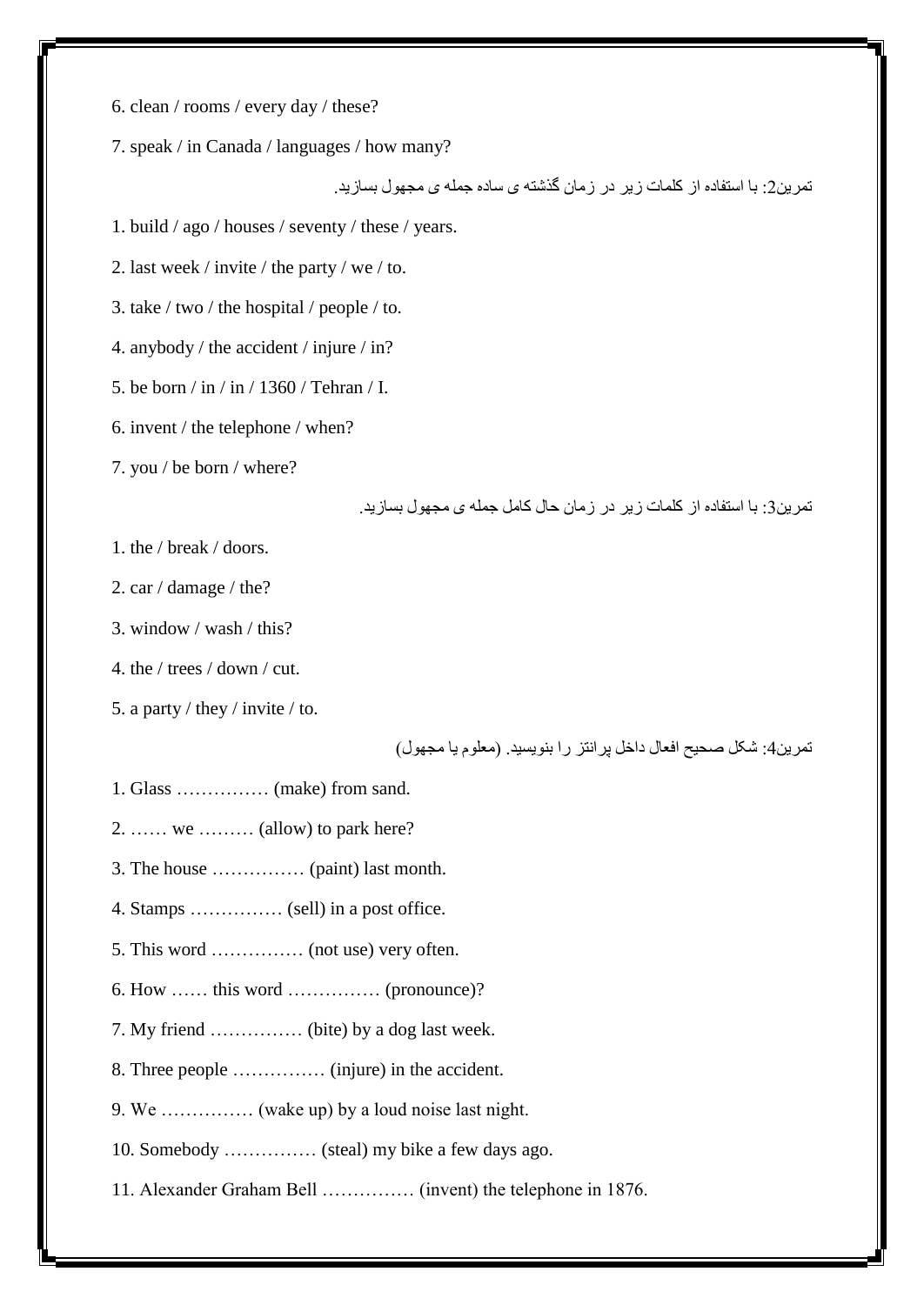6. clean / rooms / every day / these?

7. speak / in Canada / languages / how many?

تمرین2: با استفاده از کلمات زیر در زمان گذشته ی ساده جمله ی مجهول بسازید.

1. build / ago / houses / seventy / these / years.

2. last week / invite / the party / we / to.

3. take / two / the hospital / people / to.

4. anybody / the accident / injure / in?

5. be born / in / in / 1360 / Tehran / I.

6. invent / the telephone / when?

7. you / be born / where?

تمرین3: با استفاده از کلمات زیر در زمان حال کامل جمله ی مجهول بسازید.

1. the / break / doors.

2. car / damage / the?

3. window / wash / this?

4. the / trees / down / cut.

5. a party / they / invite / to.

تمرین4: شکل صحیح افعال داخل پرانتز را بنویسید. (معلوم یا مجهول)

1. Glass …………… (make) from sand.

2. …… we ……… (allow) to park here?

3. The house …………… (paint) last month.

4. Stamps …………… (sell) in a post office.

5. This word …………… (not use) very often.

6. How …… this word …………… (pronounce)?

7. My friend …………… (bite) by a dog last week.

8. Three people …………… (injure) in the accident.

9. We …………… (wake up) by a loud noise last night.

10. Somebody …………… (steal) my bike a few days ago.

11. Alexander Graham Bell …………… (invent) the telephone in 1876.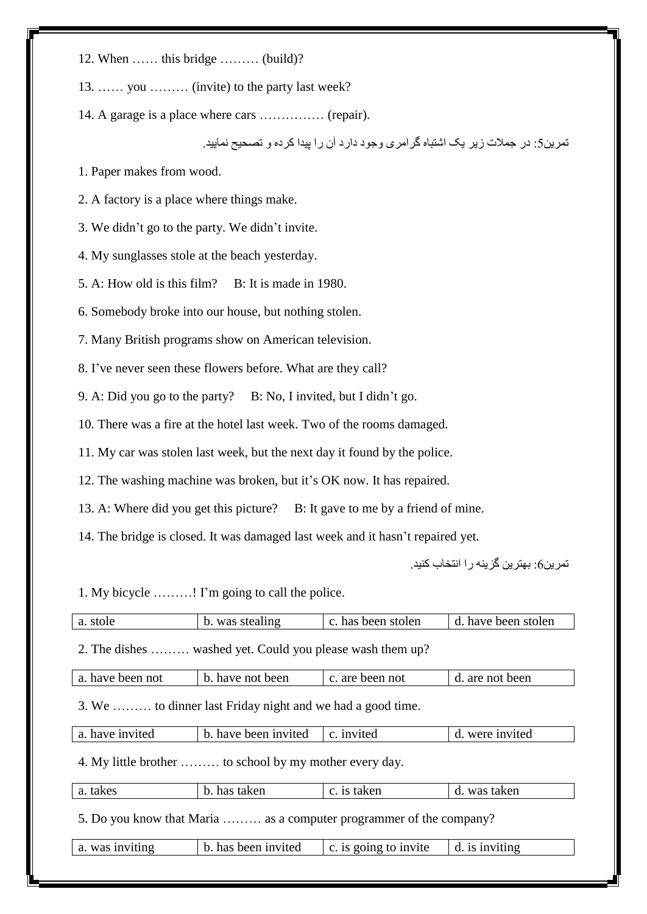12. When …… this bridge ……… (build)?

13. …… you ……… (invite) to the party last week?

14. A garage is a place where cars …………… (repair).

تمرین5: در جملات زیر یک اشتباه گرامری وجود دارد آن را پیدا کرده و تصحیح نمایید.

1. Paper makes from wood.

2. A factory is a place where things make.

3. We didn’t go to the party. We didn’t invite.

4. My sunglasses stole at the beach yesterday.

5. A: How old is this film? B: It is made in 1980.

6. Somebody broke into our house, but nothing stolen.

7. Many British programs show on American television.

8. I’ve never seen these flowers before. What are they call?

9. A: Did you go to the party? B: No, I invited, but I didn’t go.

10. There was a fire at the hotel last week. Two of the rooms damaged.

11. My car was stolen last week, but the next day it found by the police.

12. The washing machine was broken, but it’s OK now. It has repaired.

13. A: Where did you get this picture? B: It gave to me by a friend of mine.

14. The bridge is closed. It was damaged last week and it hasn’t repaired yet.

تمرین6: بهترین گزینه را انتخاب کنید.

1. My bicycle ………! I’m going to call the police.

| a. stole | b. was stealing | c. has been stolen | d. have been stolen |
|---|---|---|---|

2. The dishes ……… washed yet. Could you please wash them up?

| a. have been not | b. have not been | c. are been not | d. are not been |
|---|---|---|---|

3. We ……… to dinner last Friday night and we had a good time.

| a. have invited | b. have been invited | c. invited | d. were invited |
|---|---|---|---|

4. My little brother ……… to school by my mother every day.

| a. takes | b. has taken | c. is taken | d. was taken |
|---|---|---|---|

5. Do you know that Maria ……… as a computer programmer of the company?

| a. was inviting | b. has been invited | c. is going to invite | d. is inviting |
|---|---|---|---|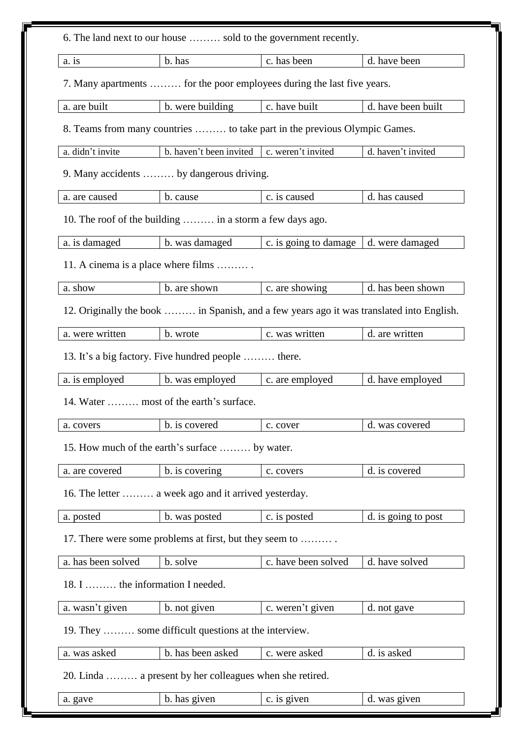6. The land next to our house ……… sold to the government recently.

| a. is | b. has | c. has been | d. have been |
|---|---|---|---|

7. Many apartments ……… for the poor employees during the last five years.

| a. are built | b. were building | c. have built | d. have been built |
|---|---|---|---|

8. Teams from many countries ……… to take part in the previous Olympic Games.

| a. didn't invite | b. haven't been invited | c. weren't invited | d. haven't invited |
|---|---|---|---|

9. Many accidents ……… by dangerous driving.

| a. are caused | b. cause | c. is caused | d. has caused |
|---|---|---|---|

10. The roof of the building ……… in a storm a few days ago.

| a. is damaged | b. was damaged | c. is going to damage | d. were damaged |
|---|---|---|---|

11. A cinema is a place where films ……… .

| a. show | b. are shown | c. are showing | d. has been shown |
|---|---|---|---|

12. Originally the book ……… in Spanish, and a few years ago it was translated into English.

| a. were written | b. wrote | c. was written | d. are written |
|---|---|---|---|

13. It's a big factory. Five hundred people ……… there.

| a. is employed | b. was employed | c. are employed | d. have employed |
|---|---|---|---|

14. Water ……… most of the earth's surface.

| a. covers | b. is covered | c. cover | d. was covered |
|---|---|---|---|

15. How much of the earth's surface ……… by water.

| a. are covered | b. is covering | c. covers | d. is covered |
|---|---|---|---|

16. The letter ……… a week ago and it arrived yesterday.

| a. posted | b. was posted | c. is posted | d. is going to post |
|---|---|---|---|

17. There were some problems at first, but they seem to ……… .

| a. has been solved | b. solve | c. have been solved | d. have solved |
|---|---|---|---|

18. I ……… the information I needed.

| a. wasn't given | b. not given | c. weren't given | d. not gave |
|---|---|---|---|

19. They ……… some difficult questions at the interview.

| a. was asked | b. has been asked | c. were asked | d. is asked |
|---|---|---|---|

20. Linda ……… a present by her colleagues when she retired.

| a. gave | b. has given | c. is given | d. was given |
|---|---|---|---|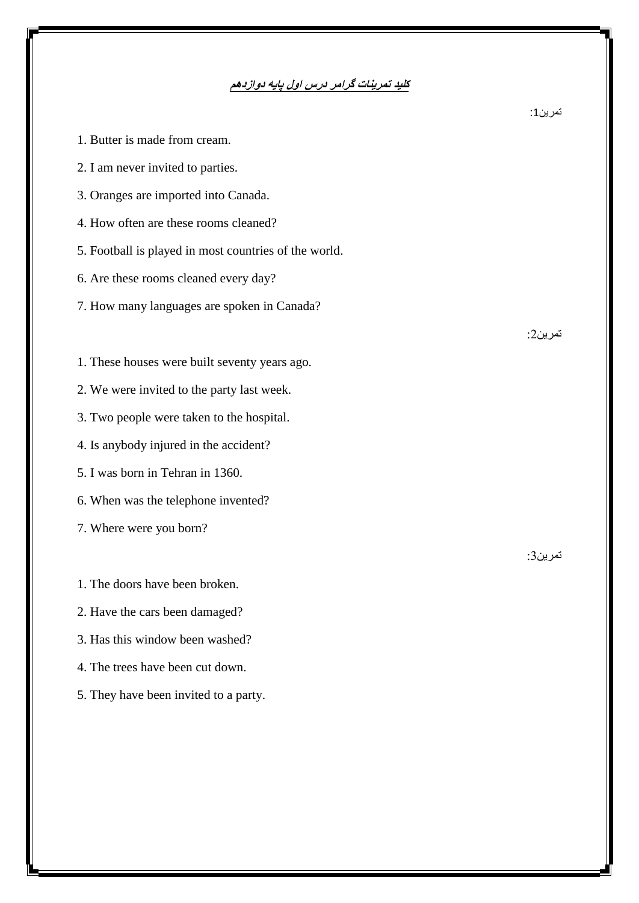## کلید تمرینات گرامر درس اول پایه دوازدهم

تمرین1:

1. Butter is made from cream.
2. I am never invited to parties.
3. Oranges are imported into Canada.
4. How often are these rooms cleaned?
5. Football is played in most countries of the world.
6. Are these rooms cleaned every day?
7. How many languages are spoken in Canada?

تمرین2:

1. These houses were built seventy years ago.
2. We were invited to the party last week.
3. Two people were taken to the hospital.
4. Is anybody injured in the accident?
5. I was born in Tehran in 1360.
6. When was the telephone invented?
7. Where were you born?

تمرین3:

1. The doors have been broken.
2. Have the cars been damaged?
3. Has this window been washed?
4. The trees have been cut down.
5. They have been invited to a party.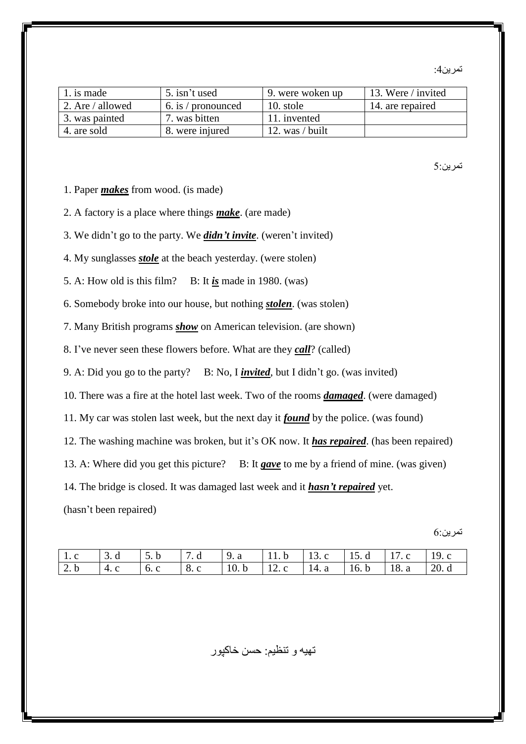تمرین4:

| 1. is made | 5. isn't used | 9. were woken up | 13. Were / invited |
|---|---|---|---|
| 2. Are / allowed | 6. is / pronounced | 10. stole | 14. are repaired |
| 3. was painted | 7. was bitten | 11. invented | |
| 4. are sold | 8. were injured | 12. was / built | |

تمرین:5

1. Paper ***makes*** from wood. (is made)

2. A factory is a place where things ***make***. (are made)

3. We didn't go to the party. We ***didn't invite***. (weren't invited)

4. My sunglasses ***stole*** at the beach yesterday. (were stolen)

5. A: How old is this film? B: It ***is*** made in 1980. (was)

6. Somebody broke into our house, but nothing ***stolen***. (was stolen)

7. Many British programs ***show*** on American television. (are shown)

8. I've never seen these flowers before. What are they ***call***? (called)

9. A: Did you go to the party? B: No, I ***invited***, but I didn't go. (was invited)

10. There was a fire at the hotel last week. Two of the rooms ***damaged***. (were damaged)

11. My car was stolen last week, but the next day it ***found*** by the police. (was found)

12. The washing machine was broken, but it's OK now. It ***has repaired***. (has been repaired)

13. A: Where did you get this picture? B: It ***gave*** to me by a friend of mine. (was given)

14. The bridge is closed. It was damaged last week and it ***hasn't repaired*** yet. (hasn't been repaired)

تمرین:6

| 1. c | 3. d | 5. b | 7. d | 9. a | 11. b | 13. c | 15. d | 17. c | 19. c |
|---|---|---|---|---|---|---|---|---|---|
| 2. b | 4. c | 6. c | 8. c | 10. b | 12. c | 14. a | 16. b | 18. a | 20. d |

تهیه و تنظیم: حسن خاکپور